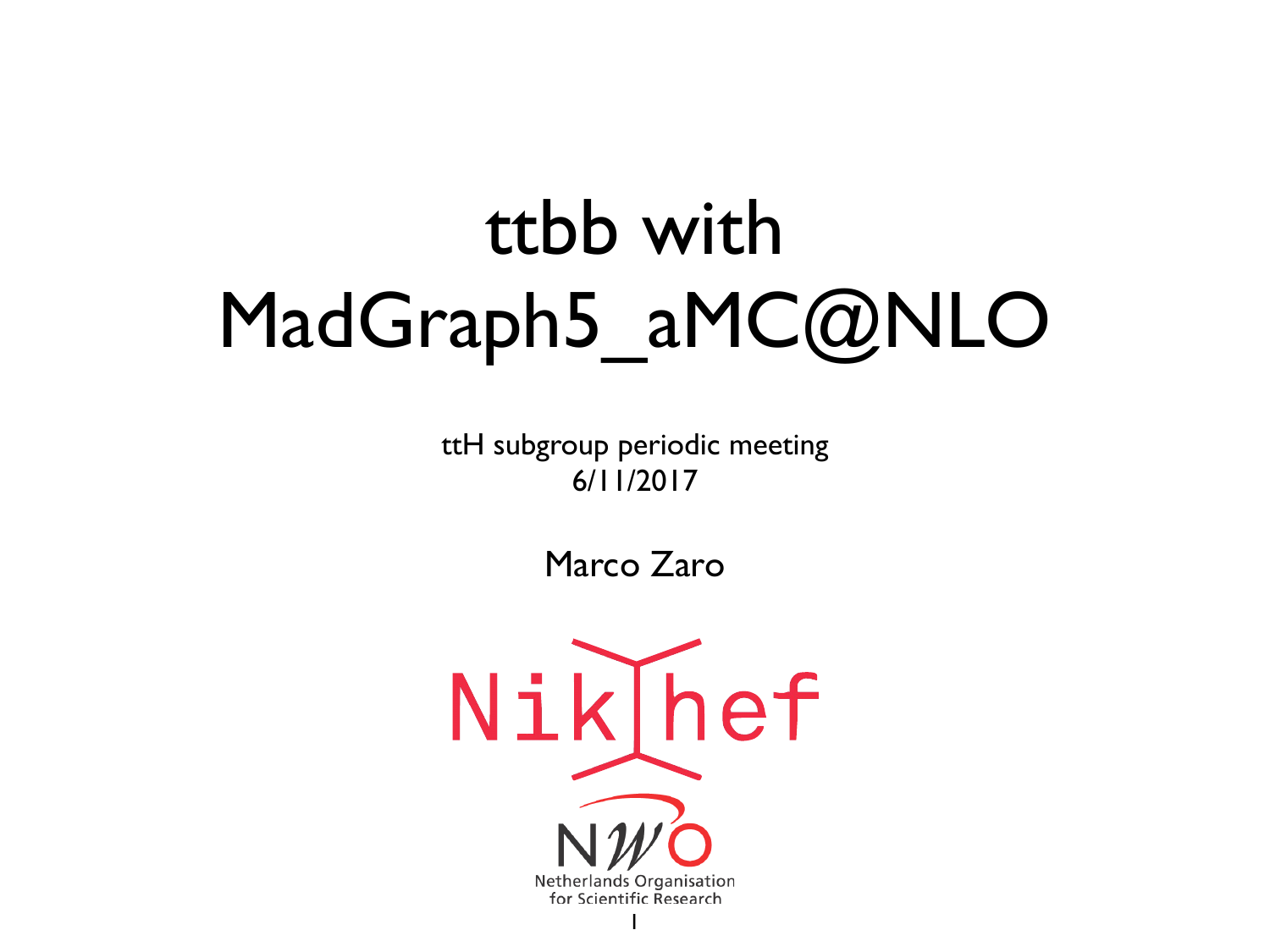# ttbb with MadGraph5_aMC@NLO

ttH subgroup periodic meeting
6/11/2017

Marco Zaro

Nikhef

NWO
Netherlands Organisation for Scientific Research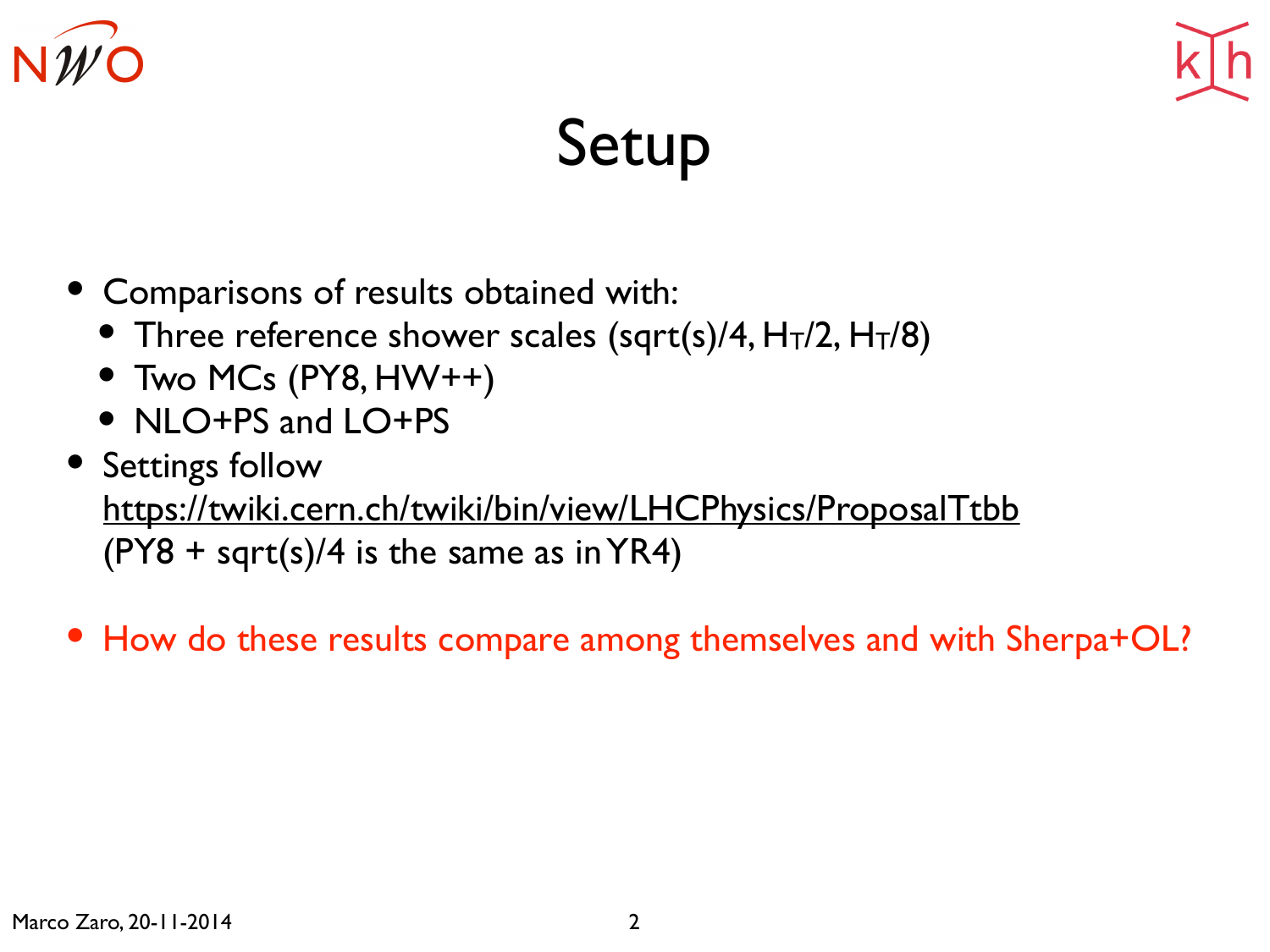# Setup

- Comparisons of results obtained with:
  - Three reference shower scales (sqrt(s)/4, $H_T/2$, $H_T/8$)
  - Two MCs (PY8, HW++)
  - NLO+PS and LO+PS
- Settings follow https://twiki.cern.ch/twiki/bin/view/LHCPhysics/ProposalTtbb (PY8 + sqrt(s)/4 is the same as in YR4)

- How do these results compare among themselves and with Sherpa+OL?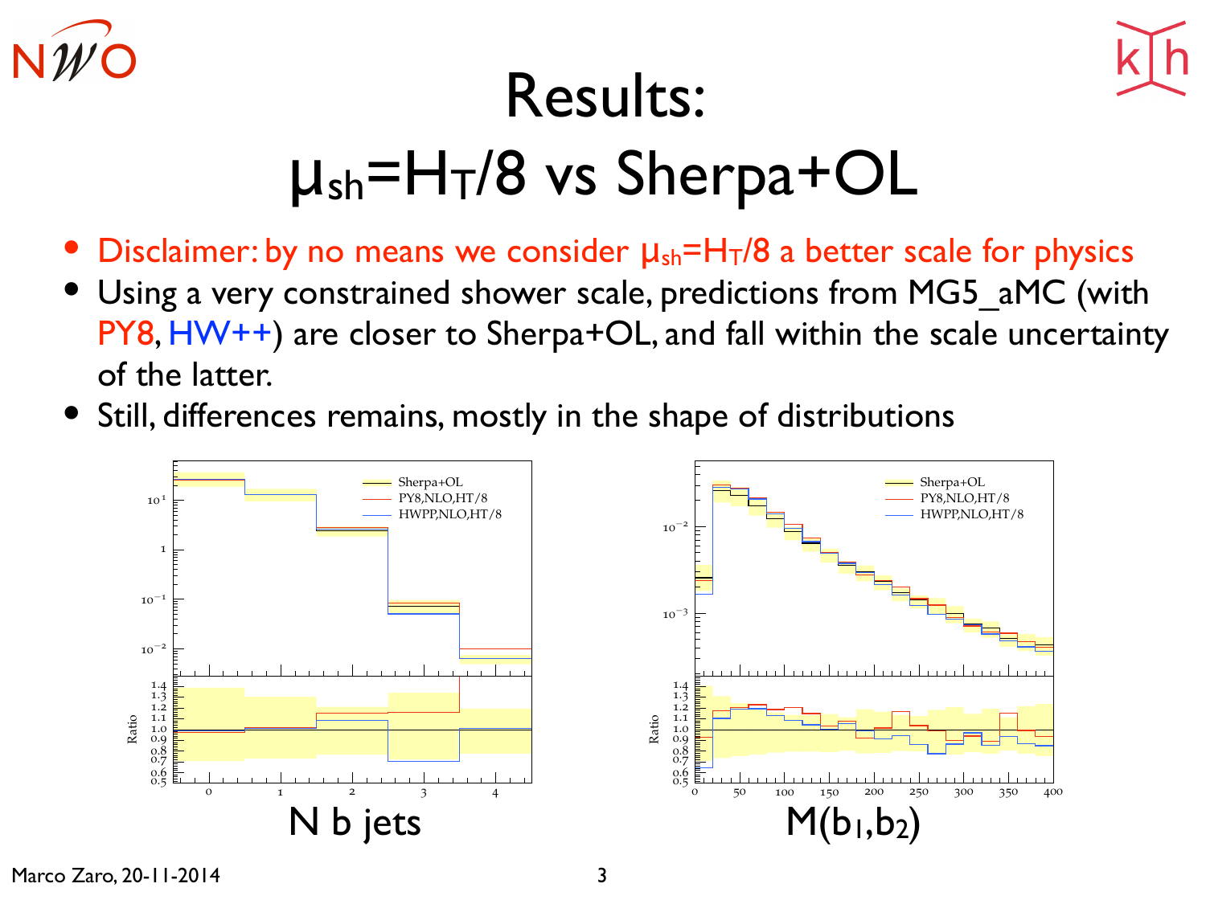# Results: $\mu_{sh}=H_T/8$ vs Sherpa+OL

- Disclaimer: by no means we consider $\mu_{sh}=H_T/8$ a better scale for physics
- Using a very constrained shower scale, predictions from MG5_aMC (with PY8, HW++) are closer to Sherpa+OL, and fall within the scale uncertainty of the latter.
- Still, differences remains, mostly in the shape of distributions

N b jets

M(b1,b2)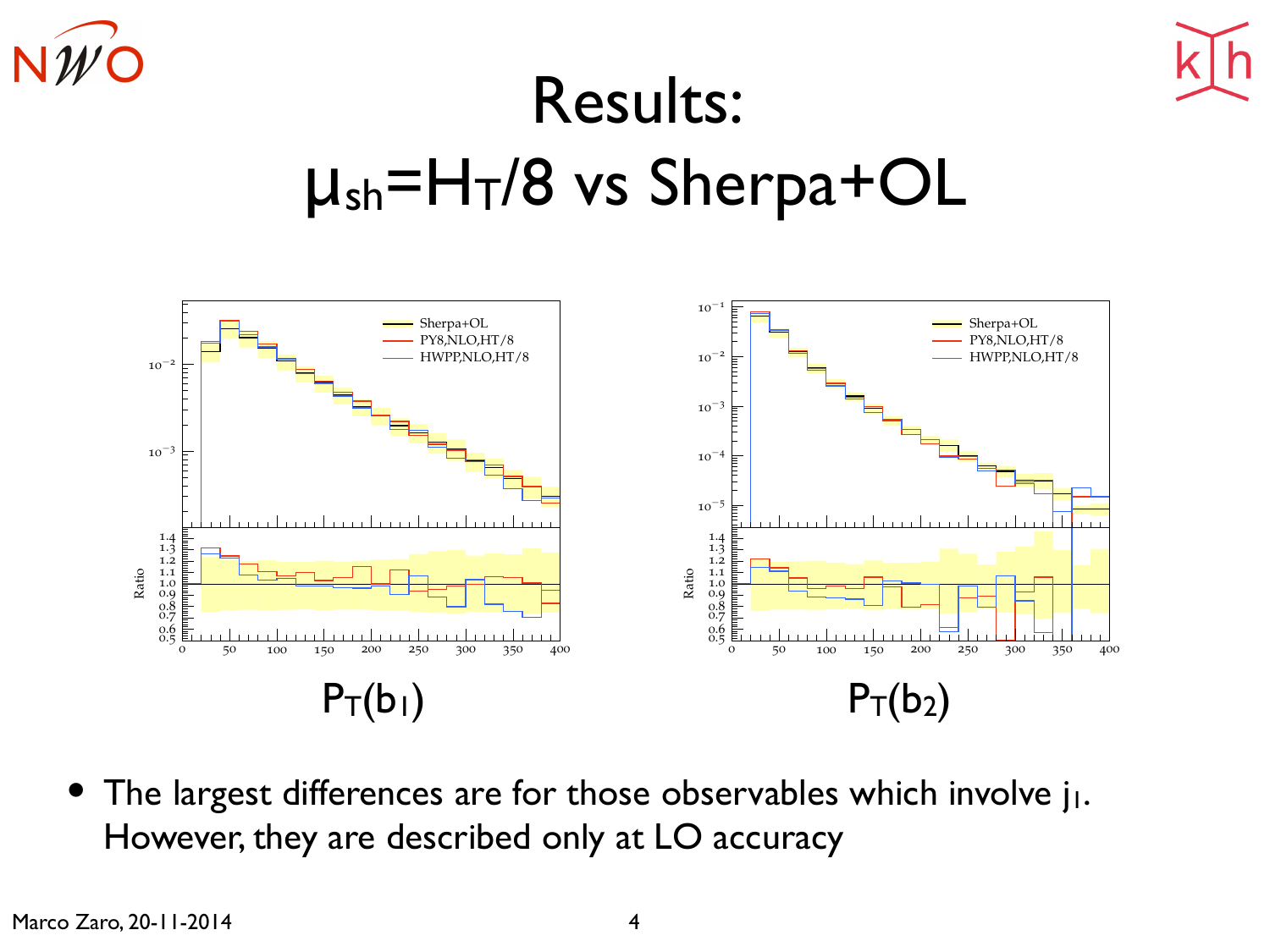# Results: $\mu_{sh}=H_T/8$ vs Sherpa+OL

$P_T(b_1)$

$P_T(b_2)$

- The largest differences are for those observables which involve $j_1$. However, they are described only at LO accuracy

Marco Zaro, 20-11-2014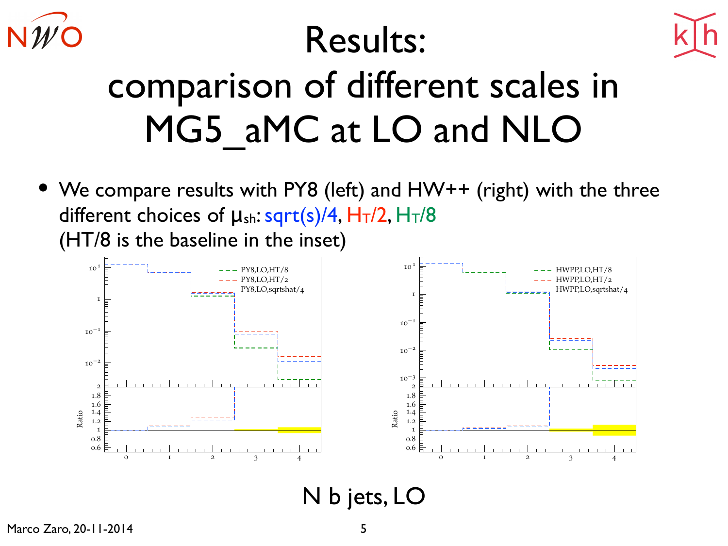# Results: comparison of different scales in MG5_aMC at LO and NLO

- We compare results with PY8 (left) and HW++ (right) with the three different choices of $\mu_{sh}$: sqrt(s)/4, $H_T/2$, $H_T/8$
  (HT/8 is the baseline in the inset)

N b jets, LO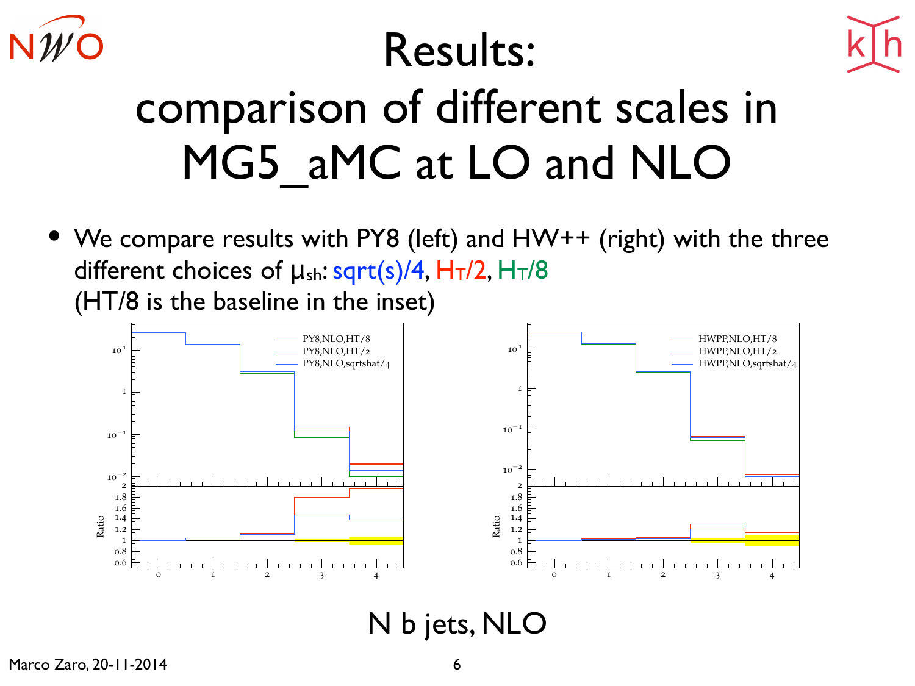# Results: comparison of different scales in MG5_aMC at LO and NLO

- We compare results with PY8 (left) and HW++ (right) with the three different choices of $\mu_{sh}$: sqrt(s)/4, $H_T/2$, $H_T/8$
  (HT/8 is the baseline in the inset)

N b jets, NLO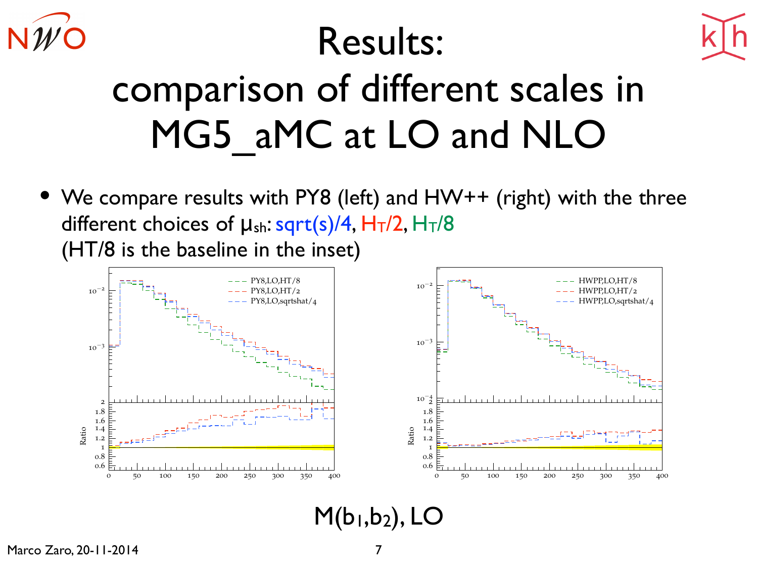# Results: comparison of different scales in MG5_aMC at LO and NLO

- We compare results with PY8 (left) and HW++ (right) with the three different choices of $\mu_{sh}$: sqrt(s)/4, $H_T/2$, $H_T/8$ (HT/8 is the baseline in the inset)

$M(b_1,b_2)$, LO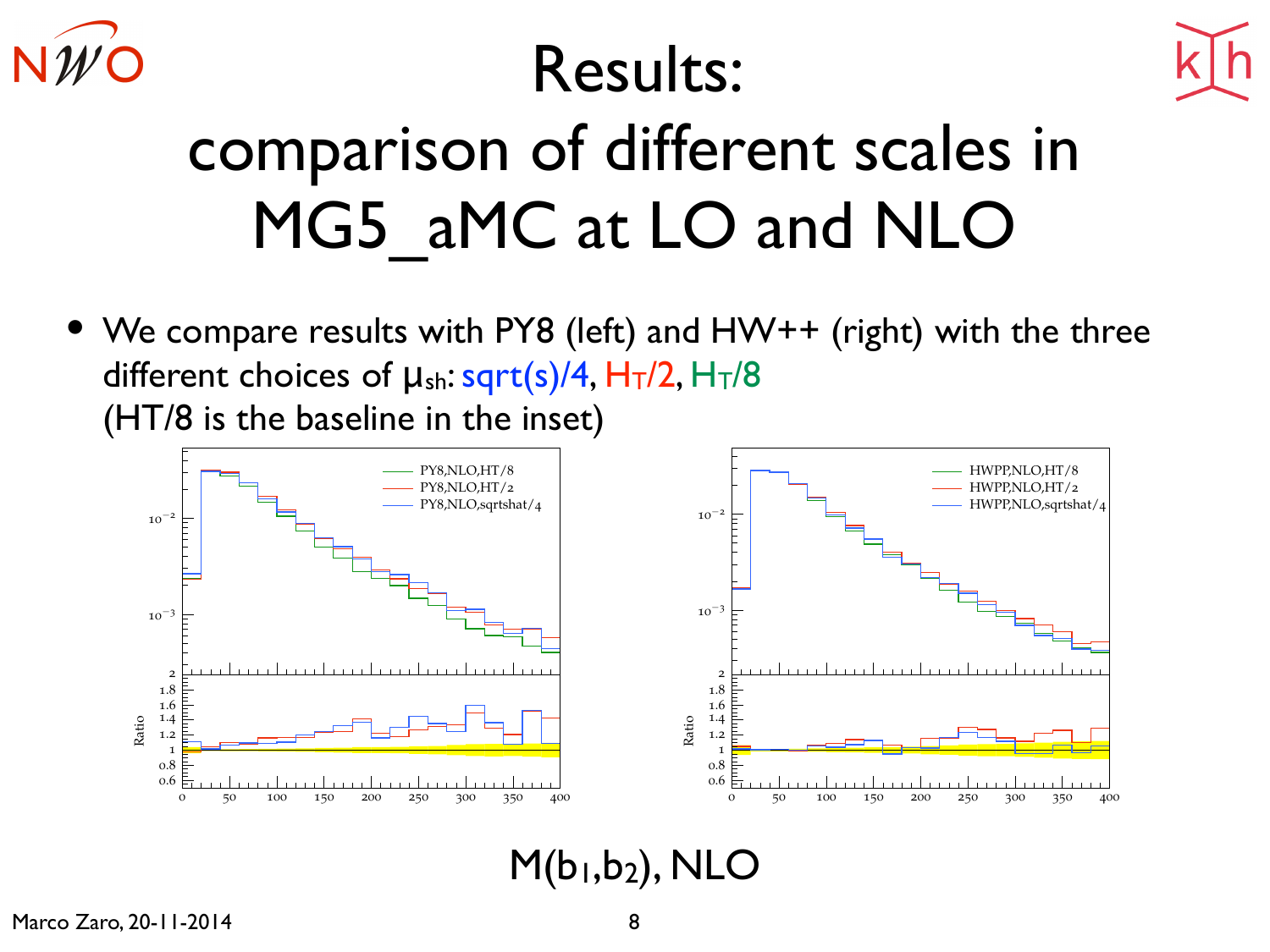# Results: comparison of different scales in MG5_aMC at LO and NLO

- We compare results with PY8 (left) and HW++ (right) with the three different choices of $\mu_{sh}$: sqrt(s)/4, $H_T/2$, $H_T/8$
  (HT/8 is the baseline in the inset)

$M(b_1,b_2)$, NLO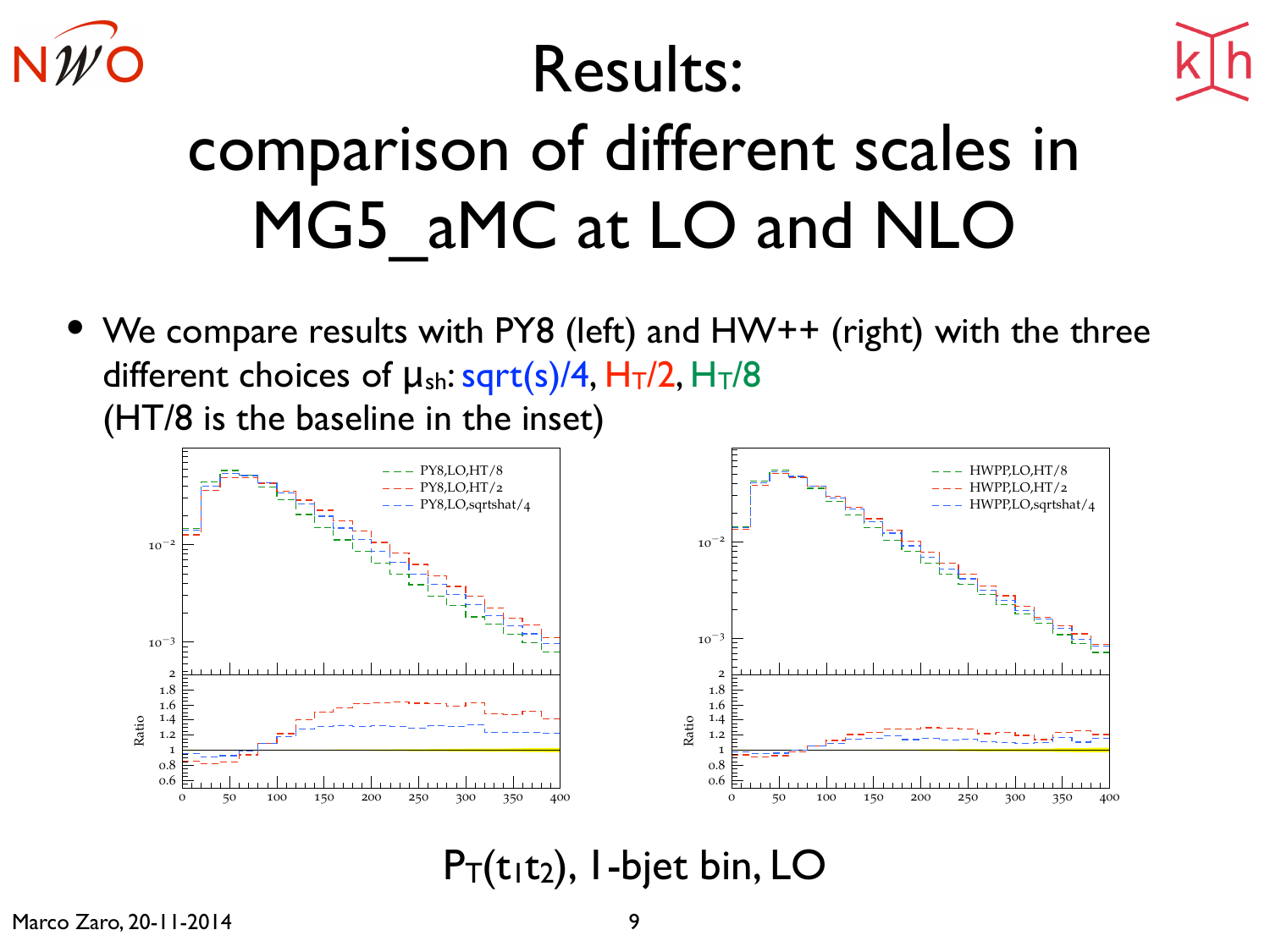# Results: comparison of different scales in MG5_aMC at LO and NLO

- We compare results with PY8 (left) and HW++ (right) with the three different choices of $\mu_{sh}$: sqrt(s)/4, $H_T/2$, $H_T/8$
  (HT/8 is the baseline in the inset)

$P_T(t_1 t_2)$, 1-bjet bin, LO

Marco Zaro, 20-11-2014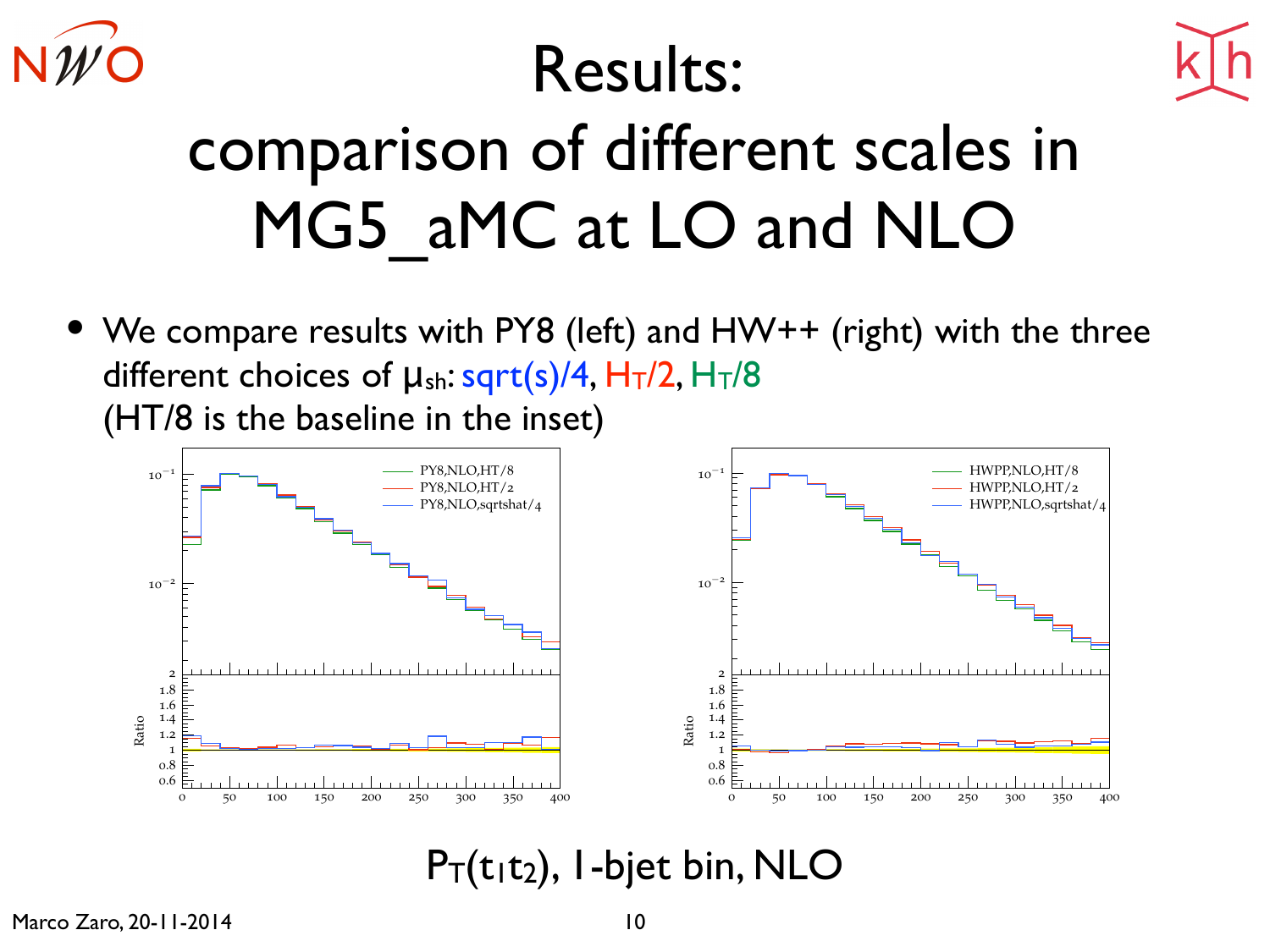# Results: comparison of different scales in MG5_aMC at LO and NLO

- We compare results with PY8 (left) and HW++ (right) with the three different choices of $\mu_{sh}$: sqrt(s)/4, $H_T/2$, $H_T/8$
  (HT/8 is the baseline in the inset)

$P_T(t_1 t_2)$, 1-bjet bin, NLO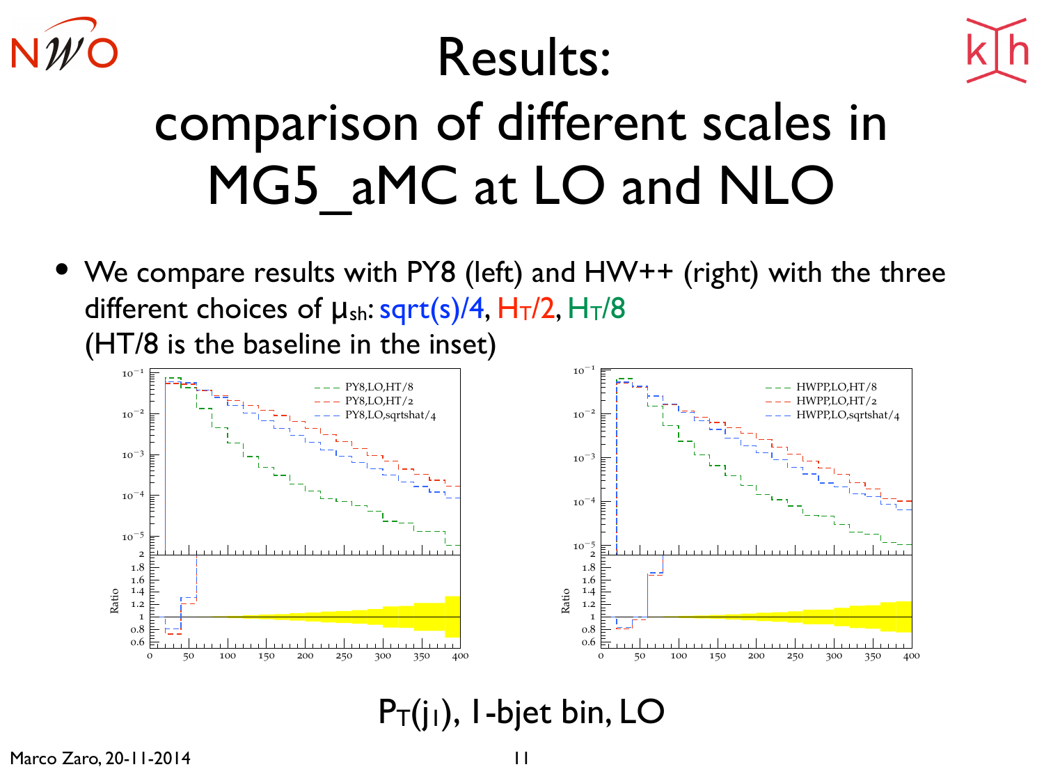# Results: comparison of different scales in MG5_aMC at LO and NLO

- We compare results with PY8 (left) and HW++ (right) with the three different choices of $\mu_{sh}$: sqrt(s)/4, $H_T/2$, $H_T/8$
  (HT/8 is the baseline in the inset)

$P_T(j_1)$, 1-bjet bin, LO

Marco Zaro, 20-11-2014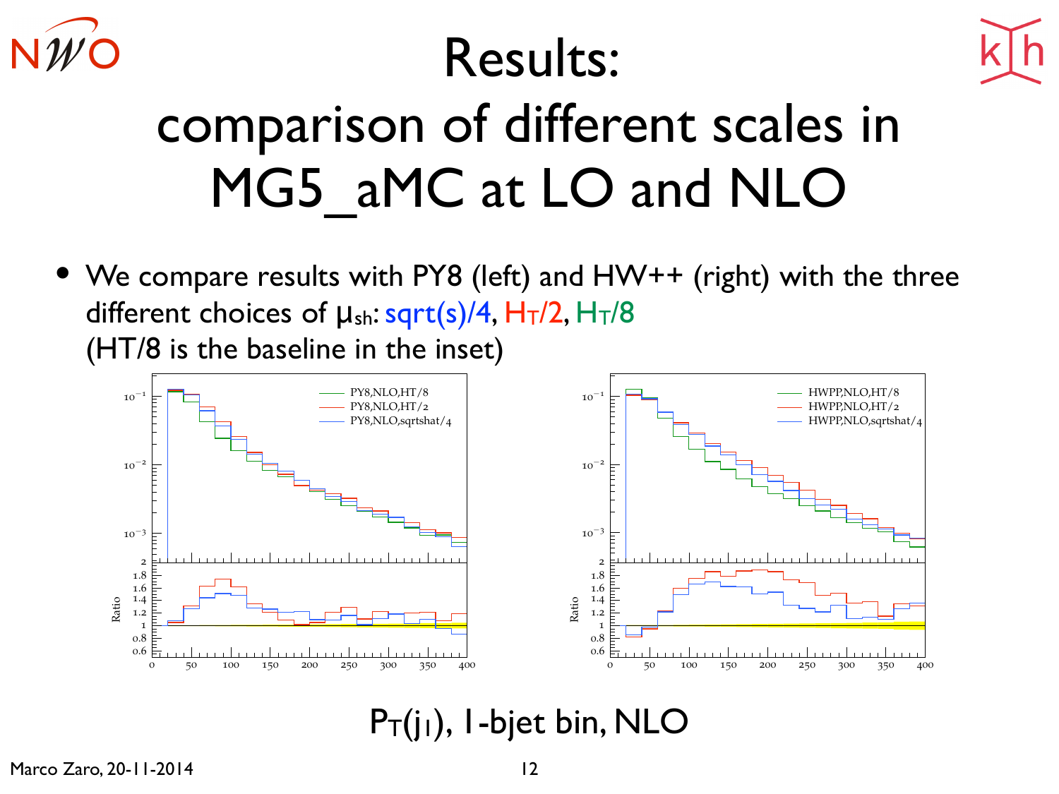# Results: comparison of different scales in MG5_aMC at LO and NLO

- We compare results with PY8 (left) and HW++ (right) with the three different choices of $\mu_{sh}$: sqrt(s)/4, $H_T/2$, $H_T/8$ (HT/8 is the baseline in the inset)

$P_T(j_1)$, 1-bjet bin, NLO

Marco Zaro, 20-11-2014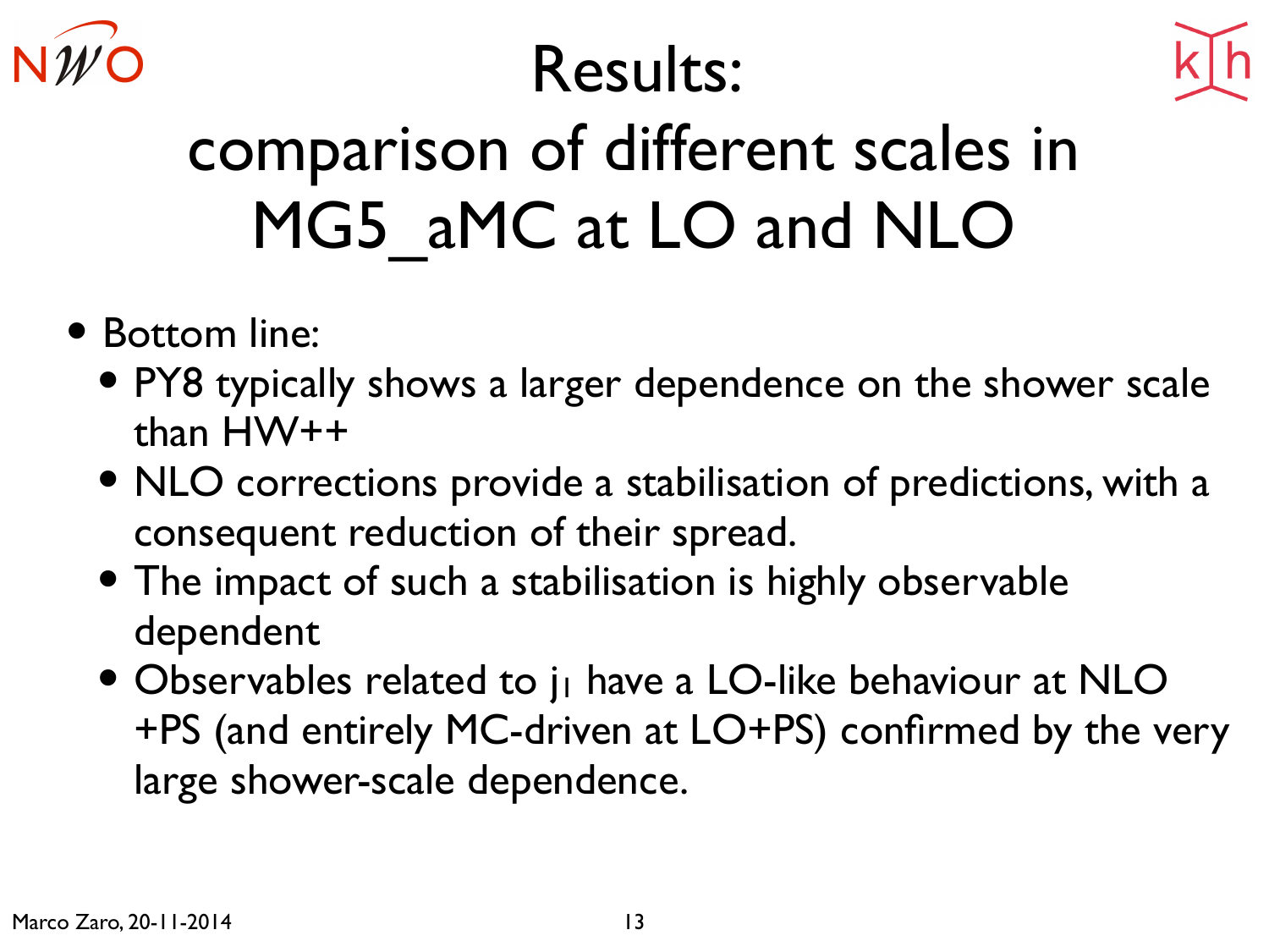# Results: comparison of different scales in MG5_aMC at LO and NLO

- Bottom line:
  - PY8 typically shows a larger dependence on the shower scale than HW++
  - NLO corrections provide a stabilisation of predictions, with a consequent reduction of their spread.
  - The impact of such a stabilisation is highly observable dependent
  - Observables related to $j_1$ have a LO-like behaviour at NLO+PS (and entirely MC-driven at LO+PS) confirmed by the very large shower-scale dependence.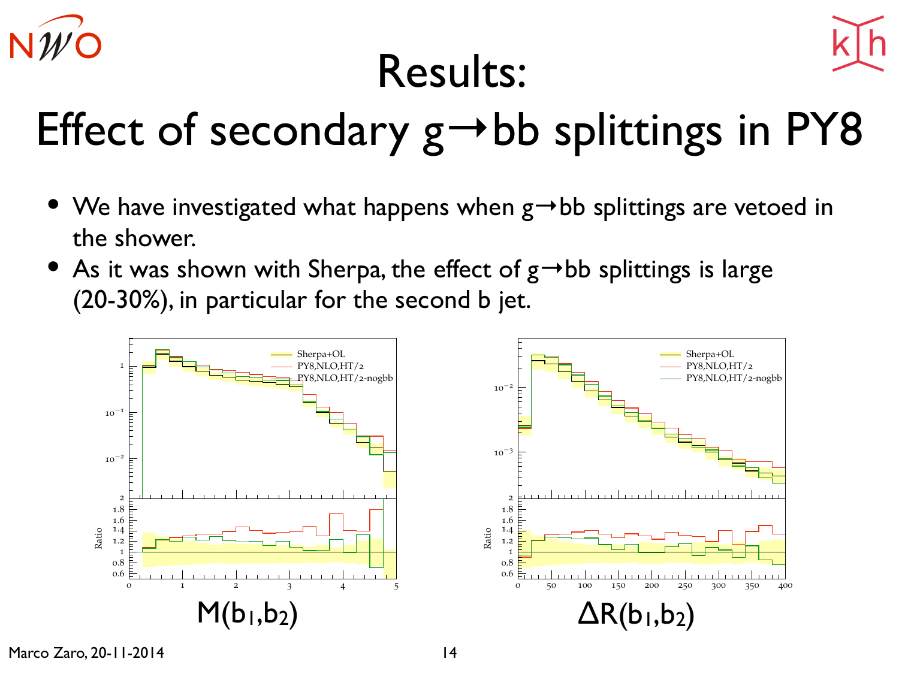# Results:

## Effect of secondary g→bb splittings in PY8

- We have investigated what happens when g→bb splittings are vetoed in the shower.
- As it was shown with Sherpa, the effect of g→bb splittings is large (20-30%), in particular for the second b jet.

$M(b_1,b_2)$

$\Delta R(b_1,b_2)$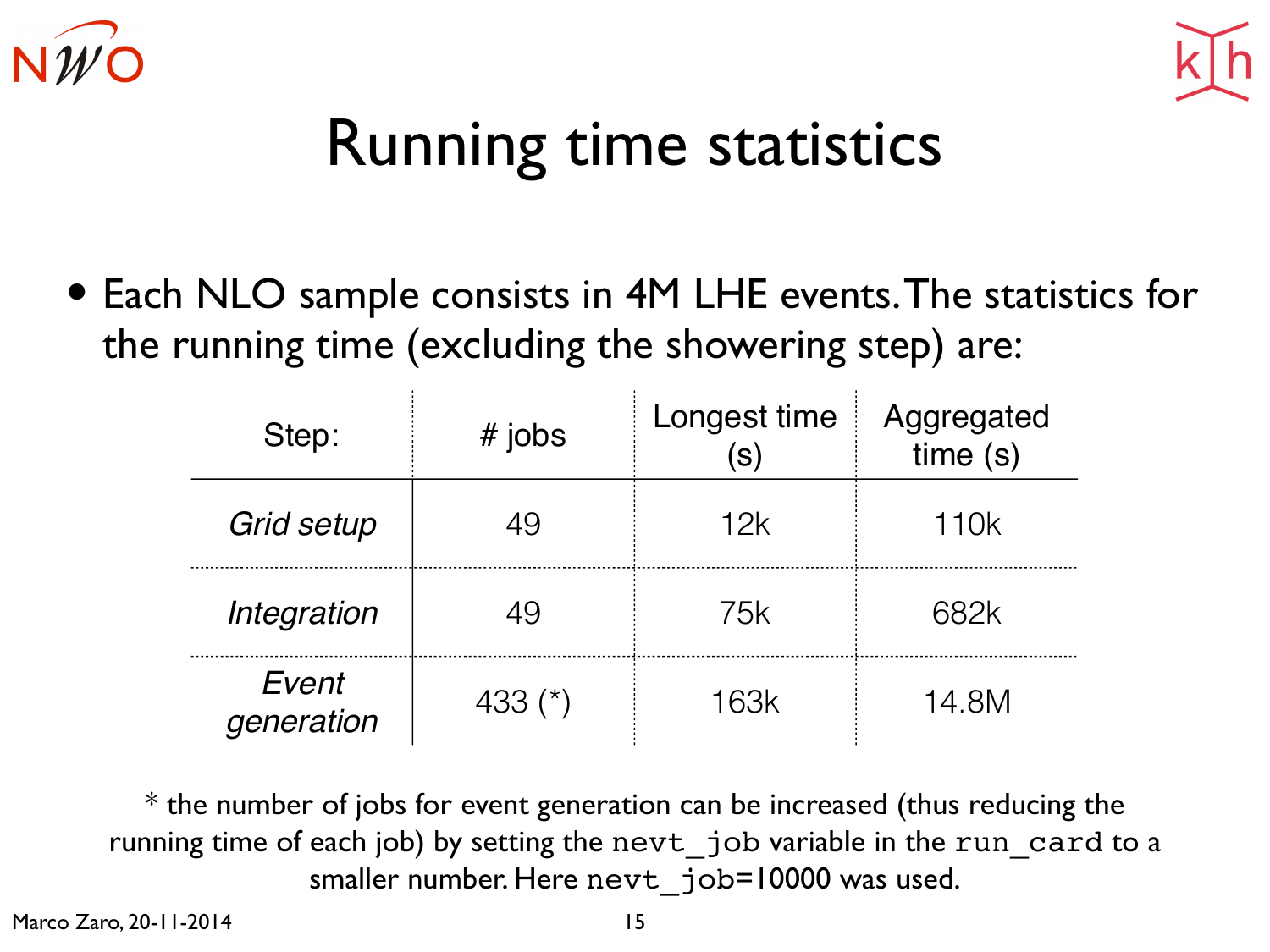# Running time statistics

- Each NLO sample consists in 4M LHE events. The statistics for the running time (excluding the showering step) are:

| Step: | # jobs | Longest time (s) | Aggregated time (s) |
|---|---|---|---|
| *Grid setup* | 49 | 12k | 110k |
| *Integration* | 49 | 75k | 682k |
| *Event generation* | 433 (*) | 163k | 14.8M |

* the number of jobs for event generation can be increased (thus reducing the running time of each job) by setting the `nevt_job` variable in the `run_card` to a smaller number. Here `nevt_job=10000` was used.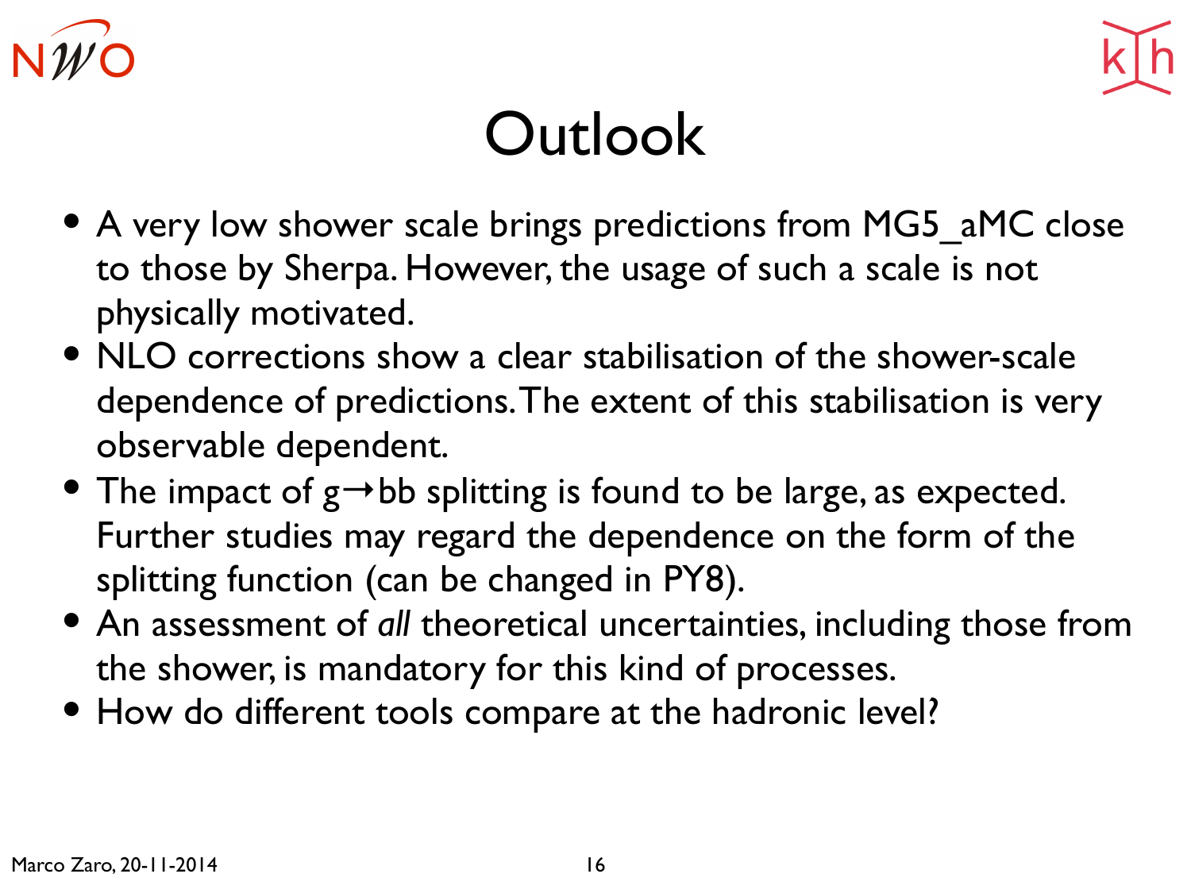# Outlook

- A very low shower scale brings predictions from MG5_aMC close to those by Sherpa. However, the usage of such a scale is not physically motivated.
- NLO corrections show a clear stabilisation of the shower-scale dependence of predictions. The extent of this stabilisation is very observable dependent.
- The impact of $g \to bb$ splitting is found to be large, as expected. Further studies may regard the dependence on the form of the splitting function (can be changed in PY8).
- An assessment of *all* theoretical uncertainties, including those from the shower, is mandatory for this kind of processes.
- How do different tools compare at the hadronic level?

Marco Zaro, 20-11-2014